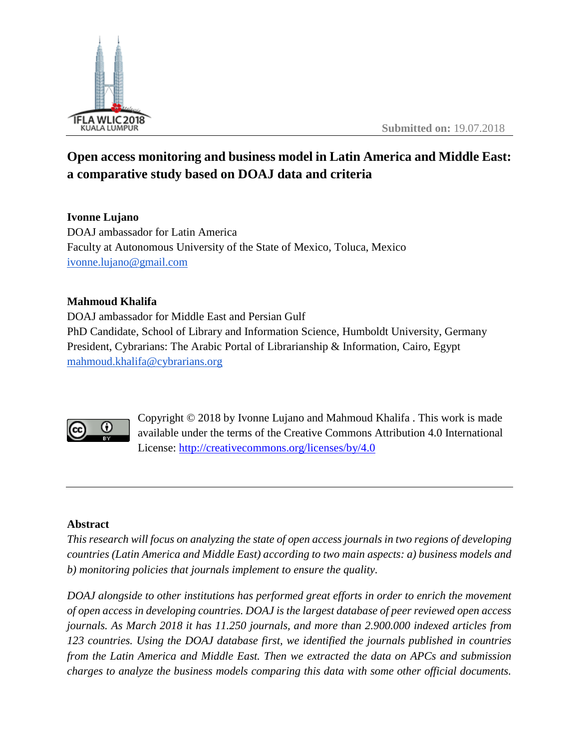Submitted on: 19.07.2018

# Open access monitoring and business model in Latin America and Middle East: a comparative study based on DOAJ data and criteria

**Ivonne Lujano**
DOAJ ambassador for Latin America
Faculty at Autonomous University of the State of Mexico, Toluca, Mexico
ivonne.lujano@gmail.com

**Mahmoud Khalifa**
DOAJ ambassador for Middle East and Persian Gulf
PhD Candidate, School of Library and Information Science, Humboldt University, Germany
President, Cybrarians: The Arabic Portal of Librarianship & Information, Cairo, Egypt
mahmoud.khalifa@cybrarians.org

Copyright © 2018 by Ivonne Lujano and Mahmoud Khalifa . This work is made available under the terms of the Creative Commons Attribution 4.0 International License: http://creativecommons.org/licenses/by/4.0

---

## Abstract

*This research will focus on analyzing the state of open access journals in two regions of developing countries (Latin America and Middle East) according to two main aspects: a) business models and b) monitoring policies that journals implement to ensure the quality.*

*DOAJ alongside to other institutions has performed great efforts in order to enrich the movement of open access in developing countries. DOAJ is the largest database of peer reviewed open access journals. As March 2018 it has 11.250 journals, and more than 2.900.000 indexed articles from 123 countries. Using the DOAJ database first, we identified the journals published in countries from the Latin America and Middle East. Then we extracted the data on APCs and submission charges to analyze the business models comparing this data with some other official documents.*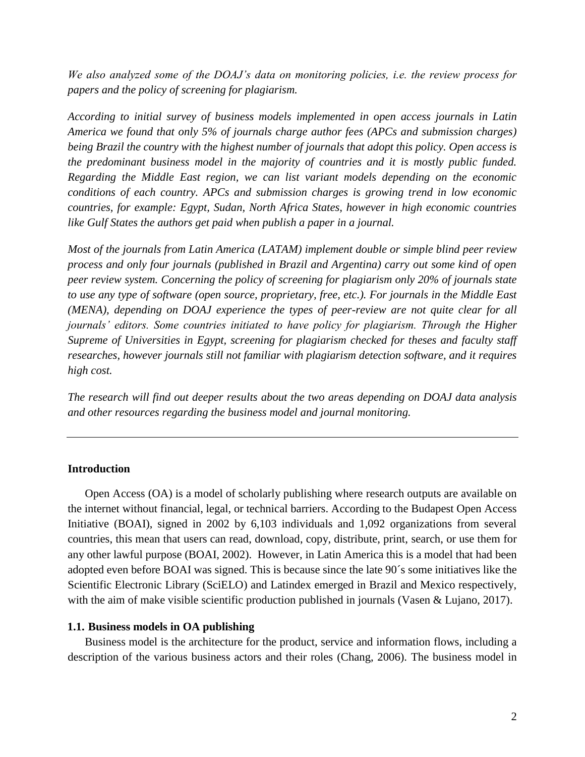*We also analyzed some of the DOAJ's data on monitoring policies, i.e. the review process for papers and the policy of screening for plagiarism.*

*According to initial survey of business models implemented in open access journals in Latin America we found that only 5% of journals charge author fees (APCs and submission charges) being Brazil the country with the highest number of journals that adopt this policy. Open access is the predominant business model in the majority of countries and it is mostly public funded. Regarding the Middle East region, we can list variant models depending on the economic conditions of each country. APCs and submission charges is growing trend in low economic countries, for example: Egypt, Sudan, North Africa States, however in high economic countries like Gulf States the authors get paid when publish a paper in a journal.*

*Most of the journals from Latin America (LATAM) implement double or simple blind peer review process and only four journals (published in Brazil and Argentina) carry out some kind of open peer review system. Concerning the policy of screening for plagiarism only 20% of journals state to use any type of software (open source, proprietary, free, etc.). For journals in the Middle East (MENA), depending on DOAJ experience the types of peer-review are not quite clear for all journals' editors. Some countries initiated to have policy for plagiarism. Through the Higher Supreme of Universities in Egypt, screening for plagiarism checked for theses and faculty staff researches, however journals still not familiar with plagiarism detection software, and it requires high cost.*

*The research will find out deeper results about the two areas depending on DOAJ data analysis and other resources regarding the business model and journal monitoring.*

---

## Introduction

Open Access (OA) is a model of scholarly publishing where research outputs are available on the internet without financial, legal, or technical barriers. According to the Budapest Open Access Initiative (BOAI), signed in 2002 by 6,103 individuals and 1,092 organizations from several countries, this mean that users can read, download, copy, distribute, print, search, or use them for any other lawful purpose (BOAI, 2002). However, in Latin America this is a model that had been adopted even before BOAI was signed. This is because since the late 90´s some initiatives like the Scientific Electronic Library (SciELO) and Latindex emerged in Brazil and Mexico respectively, with the aim of make visible scientific production published in journals (Vasen & Lujano, 2017).

### 1.1. Business models in OA publishing

Business model is the architecture for the product, service and information flows, including a description of the various business actors and their roles (Chang, 2006). The business model in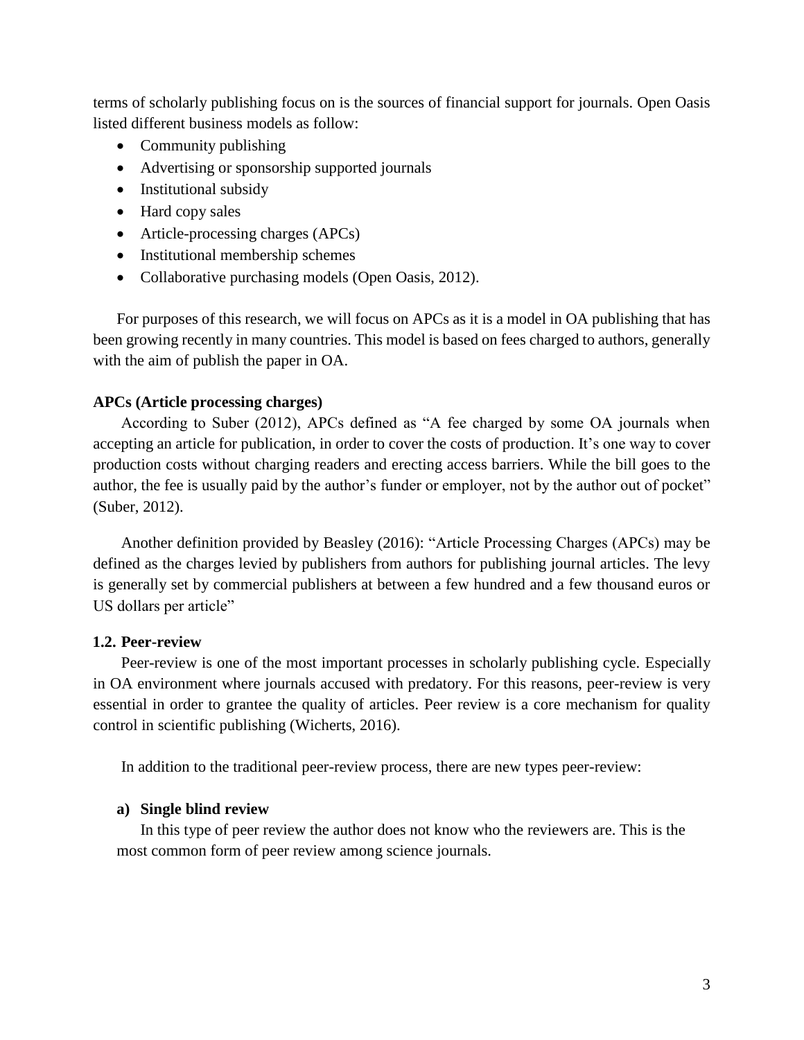terms of scholarly publishing focus on is the sources of financial support for journals. Open Oasis listed different business models as follow:

- Community publishing
- Advertising or sponsorship supported journals
- Institutional subsidy
- Hard copy sales
- Article-processing charges (APCs)
- Institutional membership schemes
- Collaborative purchasing models (Open Oasis, 2012).

For purposes of this research, we will focus on APCs as it is a model in OA publishing that has been growing recently in many countries. This model is based on fees charged to authors, generally with the aim of publish the paper in OA.

**APCs (Article processing charges)**

According to Suber (2012), APCs defined as "A fee charged by some OA journals when accepting an article for publication, in order to cover the costs of production. It's one way to cover production costs without charging readers and erecting access barriers. While the bill goes to the author, the fee is usually paid by the author's funder or employer, not by the author out of pocket" (Suber, 2012).

Another definition provided by Beasley (2016): "Article Processing Charges (APCs) may be defined as the charges levied by publishers from authors for publishing journal articles. The levy is generally set by commercial publishers at between a few hundred and a few thousand euros or US dollars per article"

### 1.2. Peer-review

Peer-review is one of the most important processes in scholarly publishing cycle. Especially in OA environment where journals accused with predatory. For this reasons, peer-review is very essential in order to grantee the quality of articles. Peer review is a core mechanism for quality control in scientific publishing (Wicherts, 2016).

In addition to the traditional peer-review process, there are new types peer-review:

**a) Single blind review**

In this type of peer review the author does not know who the reviewers are. This is the most common form of peer review among science journals.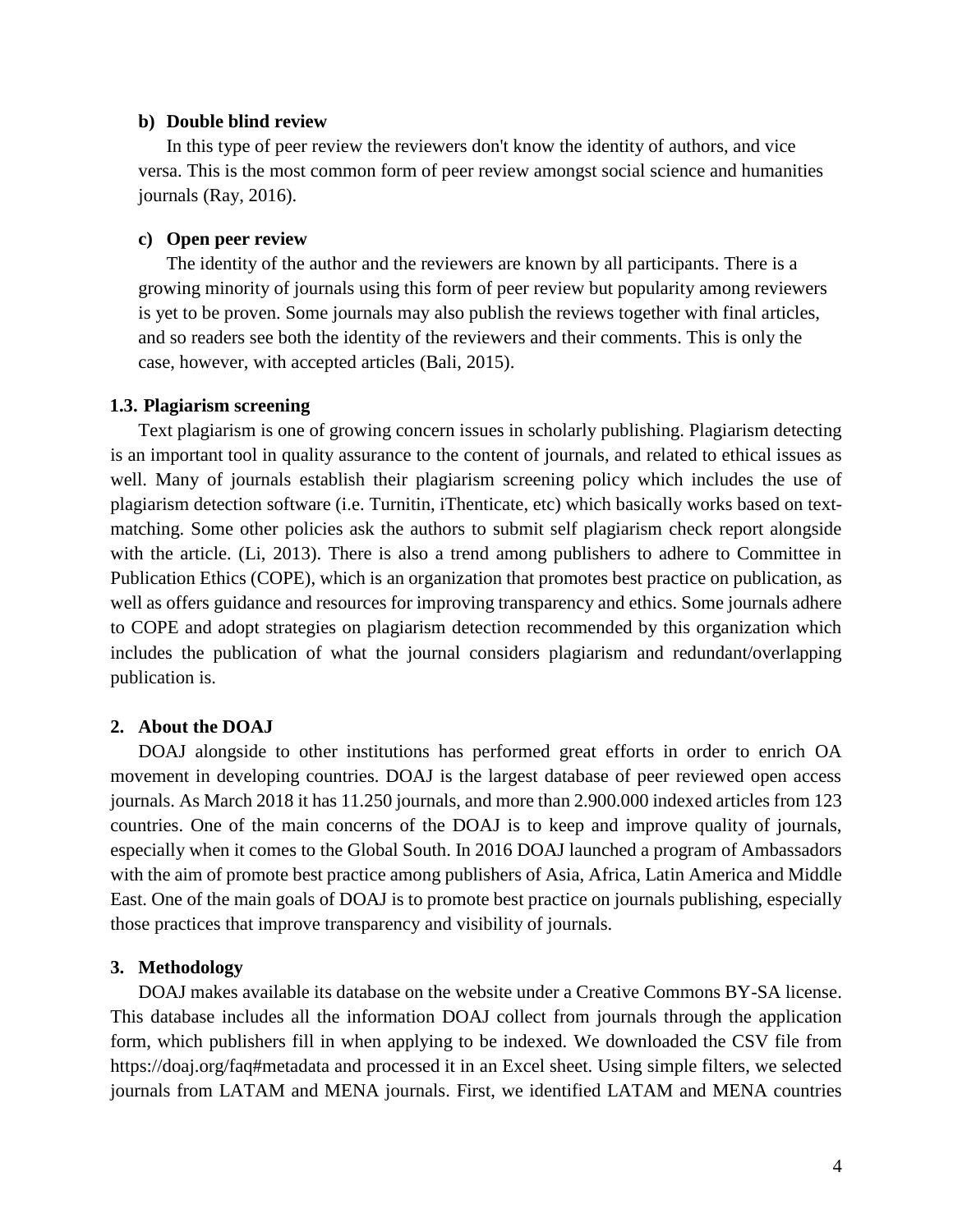#### b) Double blind review

In this type of peer review the reviewers don't know the identity of authors, and vice versa. This is the most common form of peer review amongst social science and humanities journals (Ray, 2016).

#### c) Open peer review

The identity of the author and the reviewers are known by all participants. There is a growing minority of journals using this form of peer review but popularity among reviewers is yet to be proven. Some journals may also publish the reviews together with final articles, and so readers see both the identity of the reviewers and their comments. This is only the case, however, with accepted articles (Bali, 2015).

### 1.3. Plagiarism screening

Text plagiarism is one of growing concern issues in scholarly publishing. Plagiarism detecting is an important tool in quality assurance to the content of journals, and related to ethical issues as well. Many of journals establish their plagiarism screening policy which includes the use of plagiarism detection software (i.e. Turnitin, iThenticate, etc) which basically works based on text-matching. Some other policies ask the authors to submit self plagiarism check report alongside with the article. (Li, 2013). There is also a trend among publishers to adhere to Committee in Publication Ethics (COPE), which is an organization that promotes best practice on publication, as well as offers guidance and resources for improving transparency and ethics. Some journals adhere to COPE and adopt strategies on plagiarism detection recommended by this organization which includes the publication of what the journal considers plagiarism and redundant/overlapping publication is.

## 2. About the DOAJ

DOAJ alongside to other institutions has performed great efforts in order to enrich OA movement in developing countries. DOAJ is the largest database of peer reviewed open access journals. As March 2018 it has 11.250 journals, and more than 2.900.000 indexed articles from 123 countries. One of the main concerns of the DOAJ is to keep and improve quality of journals, especially when it comes to the Global South. In 2016 DOAJ launched a program of Ambassadors with the aim of promote best practice among publishers of Asia, Africa, Latin America and Middle East. One of the main goals of DOAJ is to promote best practice on journals publishing, especially those practices that improve transparency and visibility of journals.

## 3. Methodology

DOAJ makes available its database on the website under a Creative Commons BY-SA license. This database includes all the information DOAJ collect from journals through the application form, which publishers fill in when applying to be indexed. We downloaded the CSV file from https://doaj.org/faq#metadata and processed it in an Excel sheet. Using simple filters, we selected journals from LATAM and MENA journals. First, we identified LATAM and MENA countries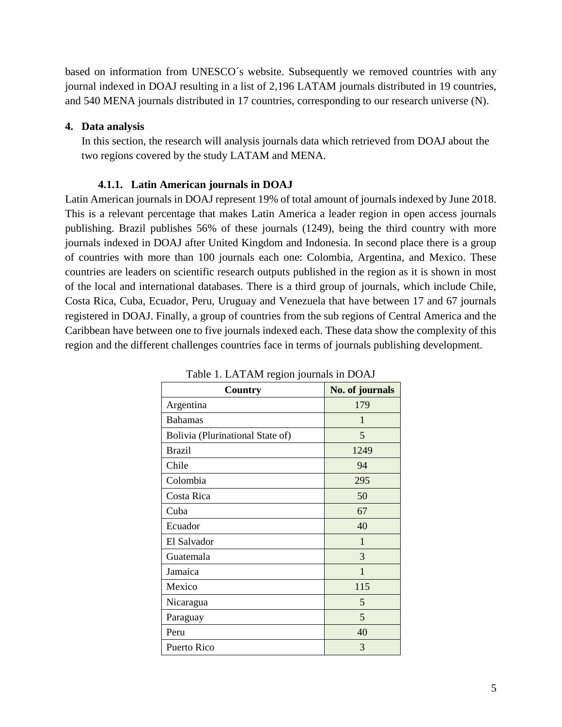based on information from UNESCO´s website. Subsequently we removed countries with any journal indexed in DOAJ resulting in a list of 2,196 LATAM journals distributed in 19 countries, and 540 MENA journals distributed in 17 countries, corresponding to our research universe (N).

## 4. Data analysis

In this section, the research will analysis journals data which retrieved from DOAJ about the two regions covered by the study LATAM and MENA.

### 4.1.1. Latin American journals in DOAJ

Latin American journals in DOAJ represent 19% of total amount of journals indexed by June 2018. This is a relevant percentage that makes Latin America a leader region in open access journals publishing. Brazil publishes 56% of these journals (1249), being the third country with more journals indexed in DOAJ after United Kingdom and Indonesia. In second place there is a group of countries with more than 100 journals each one: Colombia, Argentina, and Mexico. These countries are leaders on scientific research outputs published in the region as it is shown in most of the local and international databases. There is a third group of journals, which include Chile, Costa Rica, Cuba, Ecuador, Peru, Uruguay and Venezuela that have between 17 and 67 journals registered in DOAJ. Finally, a group of countries from the sub regions of Central America and the Caribbean have between one to five journals indexed each. These data show the complexity of this region and the different challenges countries face in terms of journals publishing development.

Table 1. LATAM region journals in DOAJ

| Country | No. of journals |
|---|---|
| Argentina | 179 |
| Bahamas | 1 |
| Bolivia (Plurinational State of) | 5 |
| Brazil | 1249 |
| Chile | 94 |
| Colombia | 295 |
| Costa Rica | 50 |
| Cuba | 67 |
| Ecuador | 40 |
| El Salvador | 1 |
| Guatemala | 3 |
| Jamaica | 1 |
| Mexico | 115 |
| Nicaragua | 5 |
| Paraguay | 5 |
| Peru | 40 |
| Puerto Rico | 3 |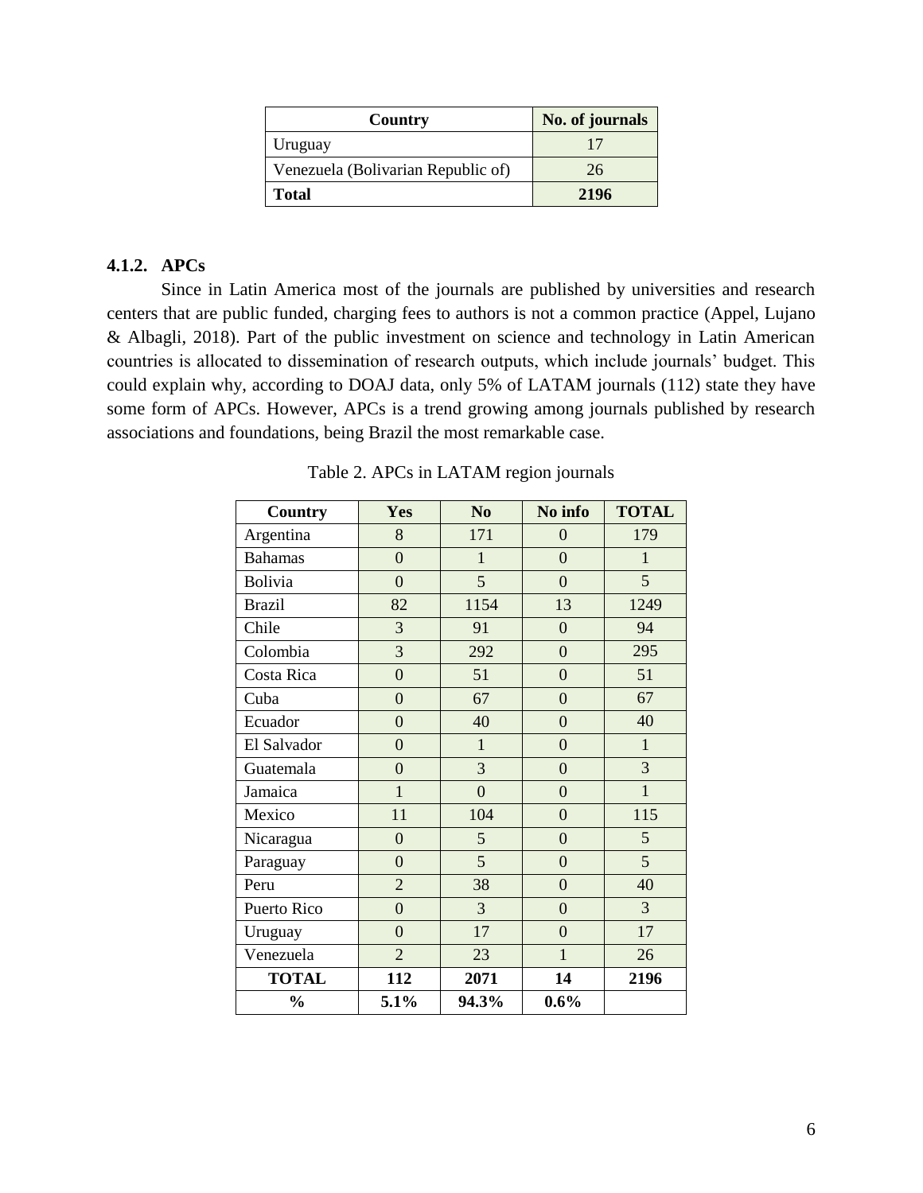| Country | No. of journals |
| --- | --- |
| Uruguay | 17 |
| Venezuela (Bolivarian Republic of) | 26 |
| **Total** | **2196** |

### 4.1.2. APCs

Since in Latin America most of the journals are published by universities and research centers that are public funded, charging fees to authors is not a common practice (Appel, Lujano & Albagli, 2018). Part of the public investment on science and technology in Latin American countries is allocated to dissemination of research outputs, which include journals' budget. This could explain why, according to DOAJ data, only 5% of LATAM journals (112) state they have some form of APCs. However, APCs is a trend growing among journals published by research associations and foundations, being Brazil the most remarkable case.

Table 2. APCs in LATAM region journals

| Country | Yes | No | No info | TOTAL |
| --- | --- | --- | --- | --- |
| Argentina | 8 | 171 | 0 | 179 |
| Bahamas | 0 | 1 | 0 | 1 |
| Bolivia | 0 | 5 | 0 | 5 |
| Brazil | 82 | 1154 | 13 | 1249 |
| Chile | 3 | 91 | 0 | 94 |
| Colombia | 3 | 292 | 0 | 295 |
| Costa Rica | 0 | 51 | 0 | 51 |
| Cuba | 0 | 67 | 0 | 67 |
| Ecuador | 0 | 40 | 0 | 40 |
| El Salvador | 0 | 1 | 0 | 1 |
| Guatemala | 0 | 3 | 0 | 3 |
| Jamaica | 1 | 0 | 0 | 1 |
| Mexico | 11 | 104 | 0 | 115 |
| Nicaragua | 0 | 5 | 0 | 5 |
| Paraguay | 0 | 5 | 0 | 5 |
| Peru | 2 | 38 | 0 | 40 |
| Puerto Rico | 0 | 3 | 0 | 3 |
| Uruguay | 0 | 17 | 0 | 17 |
| Venezuela | 2 | 23 | 1 | 26 |
| **TOTAL** | **112** | **2071** | **14** | **2196** |
| **%** | **5.1%** | **94.3%** | **0.6%** | |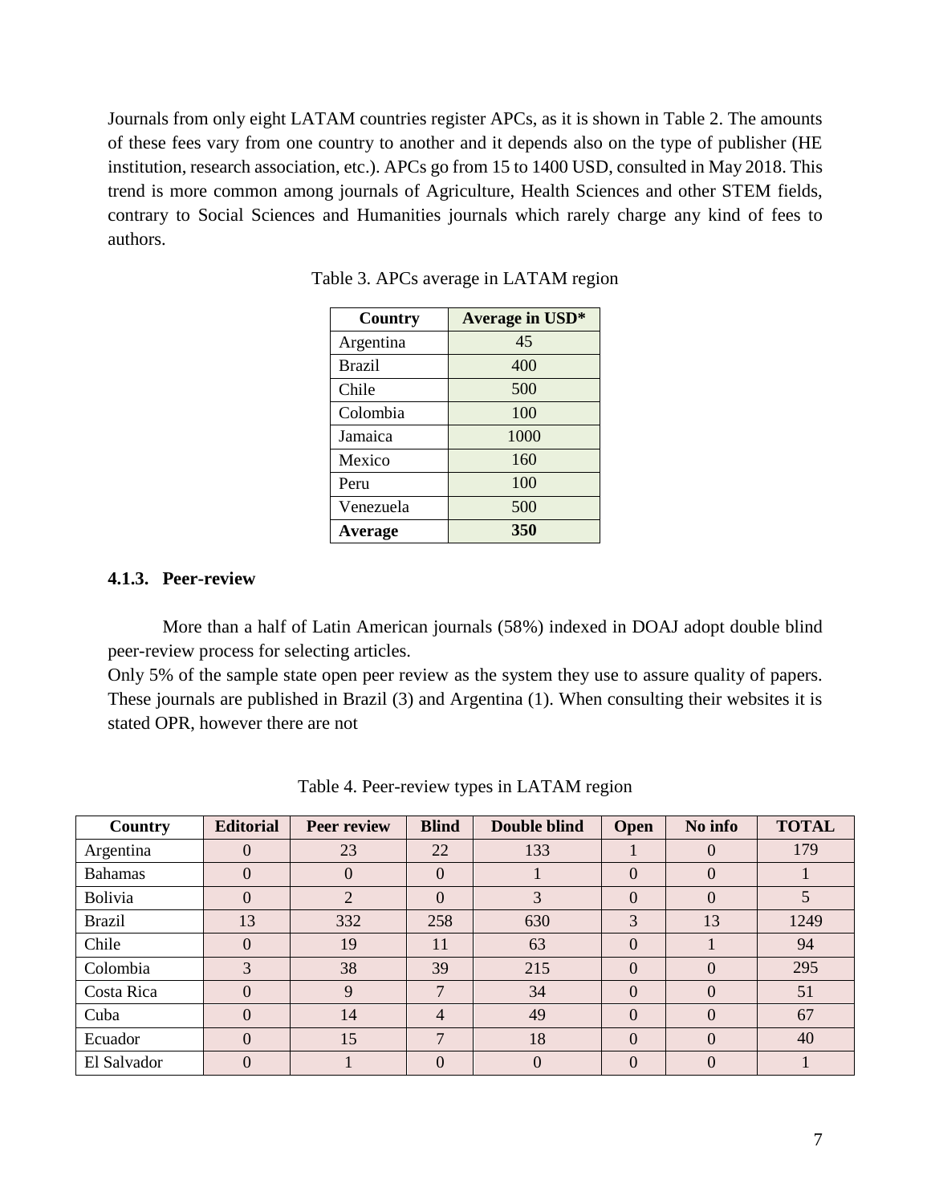Journals from only eight LATAM countries register APCs, as it is shown in Table 2. The amounts of these fees vary from one country to another and it depends also on the type of publisher (HE institution, research association, etc.). APCs go from 15 to 1400 USD, consulted in May 2018. This trend is more common among journals of Agriculture, Health Sciences and other STEM fields, contrary to Social Sciences and Humanities journals which rarely charge any kind of fees to authors.

Table 3. APCs average in LATAM region

| Country | Average in USD* |
|---|---|
| Argentina | 45 |
| Brazil | 400 |
| Chile | 500 |
| Colombia | 100 |
| Jamaica | 1000 |
| Mexico | 160 |
| Peru | 100 |
| Venezuela | 500 |
| **Average** | **350** |

### 4.1.3. Peer-review

More than a half of Latin American journals (58%) indexed in DOAJ adopt double blind peer-review process for selecting articles.

Only 5% of the sample state open peer review as the system they use to assure quality of papers. These journals are published in Brazil (3) and Argentina (1). When consulting their websites it is stated OPR, however there are not

Table 4. Peer-review types in LATAM region

| Country | Editorial | Peer review | Blind | Double blind | Open | No info | TOTAL |
|---|---|---|---|---|---|---|---|
| Argentina | 0 | 23 | 22 | 133 | 1 | 0 | 179 |
| Bahamas | 0 | 0 | 0 | 1 | 0 | 0 | 1 |
| Bolivia | 0 | 2 | 0 | 3 | 0 | 0 | 5 |
| Brazil | 13 | 332 | 258 | 630 | 3 | 13 | 1249 |
| Chile | 0 | 19 | 11 | 63 | 0 | 1 | 94 |
| Colombia | 3 | 38 | 39 | 215 | 0 | 0 | 295 |
| Costa Rica | 0 | 9 | 7 | 34 | 0 | 0 | 51 |
| Cuba | 0 | 14 | 4 | 49 | 0 | 0 | 67 |
| Ecuador | 0 | 15 | 7 | 18 | 0 | 0 | 40 |
| El Salvador | 0 | 1 | 0 | 0 | 0 | 0 | 1 |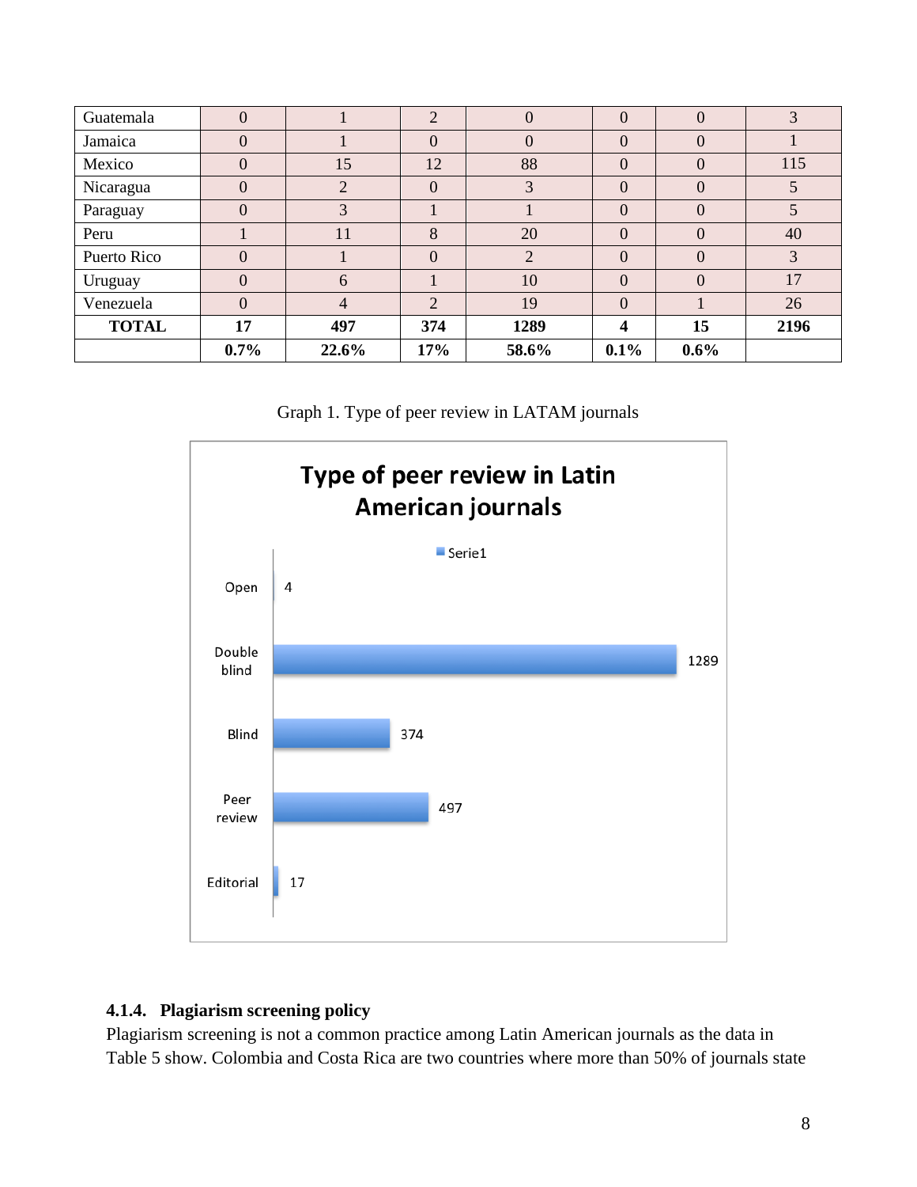| Guatemala | 0 | 1 | 2 | 0 | 0 | 0 | 3 |
|---|---|---|---|---|---|---|---|
| Jamaica | 0 | 1 | 0 | 0 | 0 | 0 | 1 |
| Mexico | 0 | 15 | 12 | 88 | 0 | 0 | 115 |
| Nicaragua | 0 | 2 | 0 | 3 | 0 | 0 | 5 |
| Paraguay | 0 | 3 | 1 | 1 | 0 | 0 | 5 |
| Peru | 1 | 11 | 8 | 20 | 0 | 0 | 40 |
| Puerto Rico | 0 | 1 | 0 | 2 | 0 | 0 | 3 |
| Uruguay | 0 | 6 | 1 | 10 | 0 | 0 | 17 |
| Venezuela | 0 | 4 | 2 | 19 | 0 | 1 | 26 |
| **TOTAL** | **17** | **497** | **374** | **1289** | **4** | **15** | **2196** |
| | **0.7%** | **22.6%** | **17%** | **58.6%** | **0.1%** | **0.6%** | |

Graph 1. Type of peer review in LATAM journals

#### 4.1.4. Plagiarism screening policy

Plagiarism screening is not a common practice among Latin American journals as the data in Table 5 show. Colombia and Costa Rica are two countries where more than 50% of journals state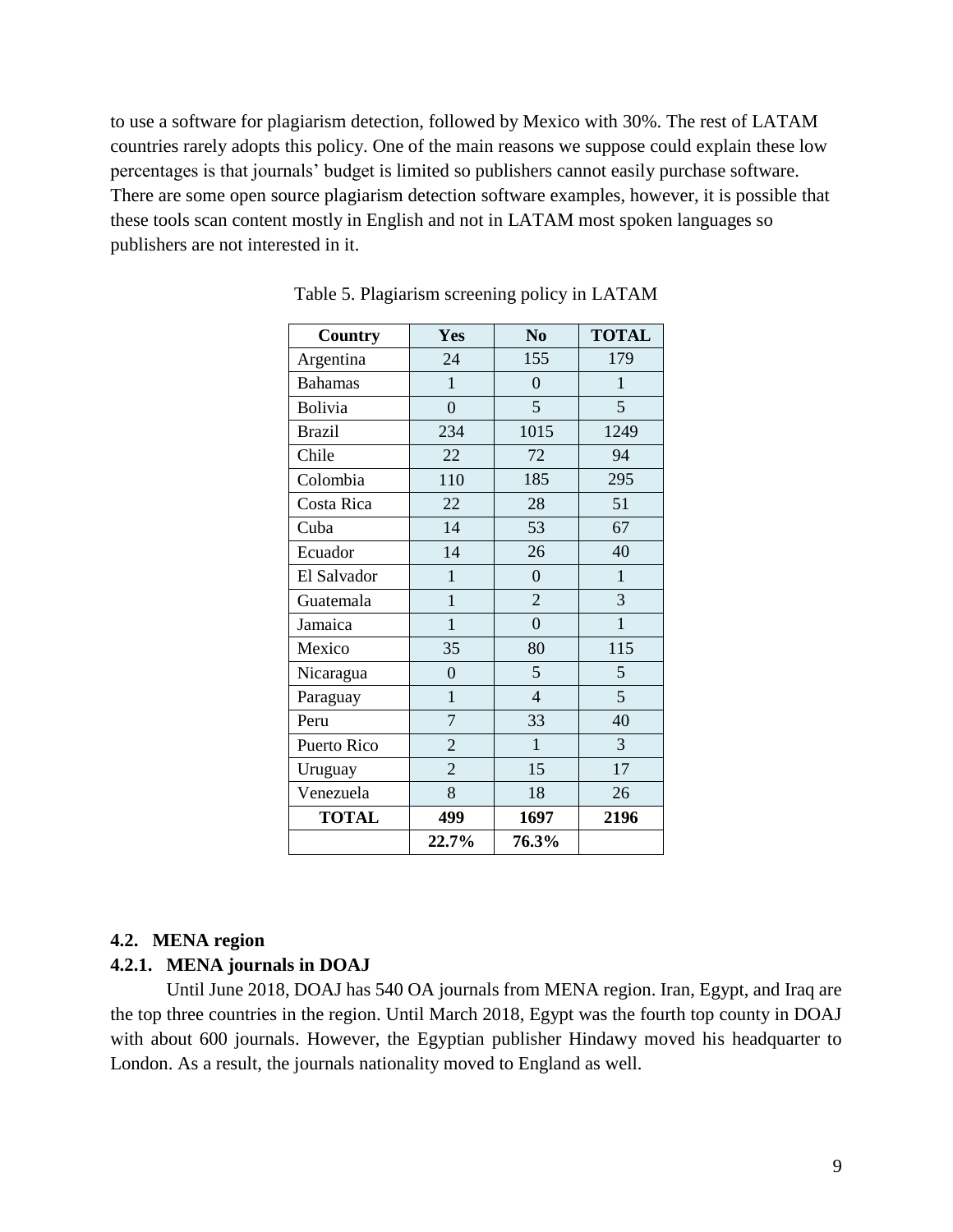to use a software for plagiarism detection, followed by Mexico with 30%. The rest of LATAM countries rarely adopts this policy. One of the main reasons we suppose could explain these low percentages is that journals' budget is limited so publishers cannot easily purchase software. There are some open source plagiarism detection software examples, however, it is possible that these tools scan content mostly in English and not in LATAM most spoken languages so publishers are not interested in it.

Table 5. Plagiarism screening policy in LATAM

| Country | Yes | No | TOTAL |
|---|---|---|---|
| Argentina | 24 | 155 | 179 |
| Bahamas | 1 | 0 | 1 |
| Bolivia | 0 | 5 | 5 |
| Brazil | 234 | 1015 | 1249 |
| Chile | 22 | 72 | 94 |
| Colombia | 110 | 185 | 295 |
| Costa Rica | 22 | 28 | 51 |
| Cuba | 14 | 53 | 67 |
| Ecuador | 14 | 26 | 40 |
| El Salvador | 1 | 0 | 1 |
| Guatemala | 1 | 2 | 3 |
| Jamaica | 1 | 0 | 1 |
| Mexico | 35 | 80 | 115 |
| Nicaragua | 0 | 5 | 5 |
| Paraguay | 1 | 4 | 5 |
| Peru | 7 | 33 | 40 |
| Puerto Rico | 2 | 1 | 3 |
| Uruguay | 2 | 15 | 17 |
| Venezuela | 8 | 18 | 26 |
| **TOTAL** | **499** | **1697** | **2196** |
| | **22.7%** | **76.3%** | |

### 4.2. MENA region

#### 4.2.1. MENA journals in DOAJ

Until June 2018, DOAJ has 540 OA journals from MENA region. Iran, Egypt, and Iraq are the top three countries in the region. Until March 2018, Egypt was the fourth top county in DOAJ with about 600 journals. However, the Egyptian publisher Hindawy moved his headquarter to London. As a result, the journals nationality moved to England as well.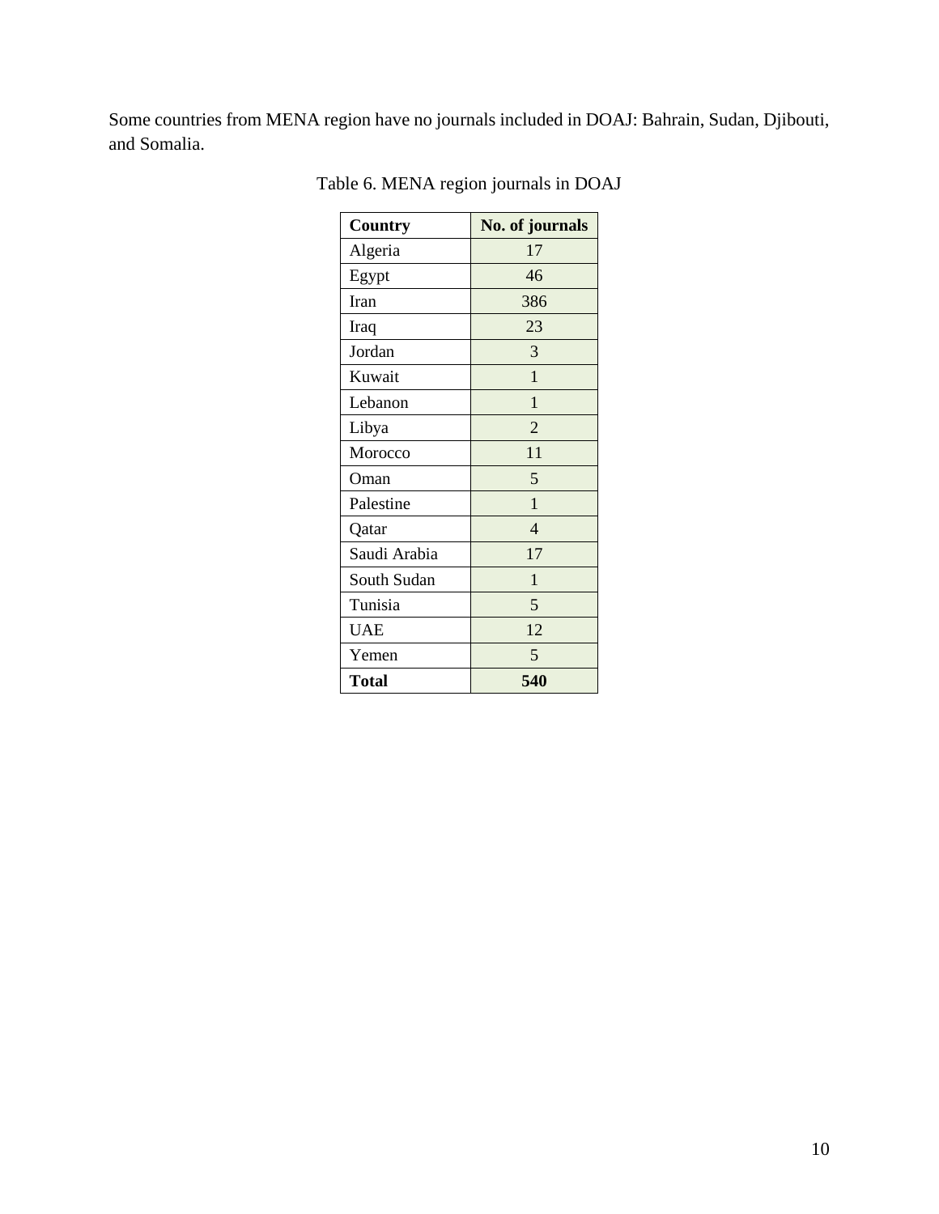Some countries from MENA region have no journals included in DOAJ: Bahrain, Sudan, Djibouti, and Somalia.

Table 6. MENA region journals in DOAJ

| **Country** | **No. of journals** |
| --- | --- |
| Algeria | 17 |
| Egypt | 46 |
| Iran | 386 |
| Iraq | 23 |
| Jordan | 3 |
| Kuwait | 1 |
| Lebanon | 1 |
| Libya | 2 |
| Morocco | 11 |
| Oman | 5 |
| Palestine | 1 |
| Qatar | 4 |
| Saudi Arabia | 17 |
| South Sudan | 1 |
| Tunisia | 5 |
| UAE | 12 |
| Yemen | 5 |
| **Total** | **540** |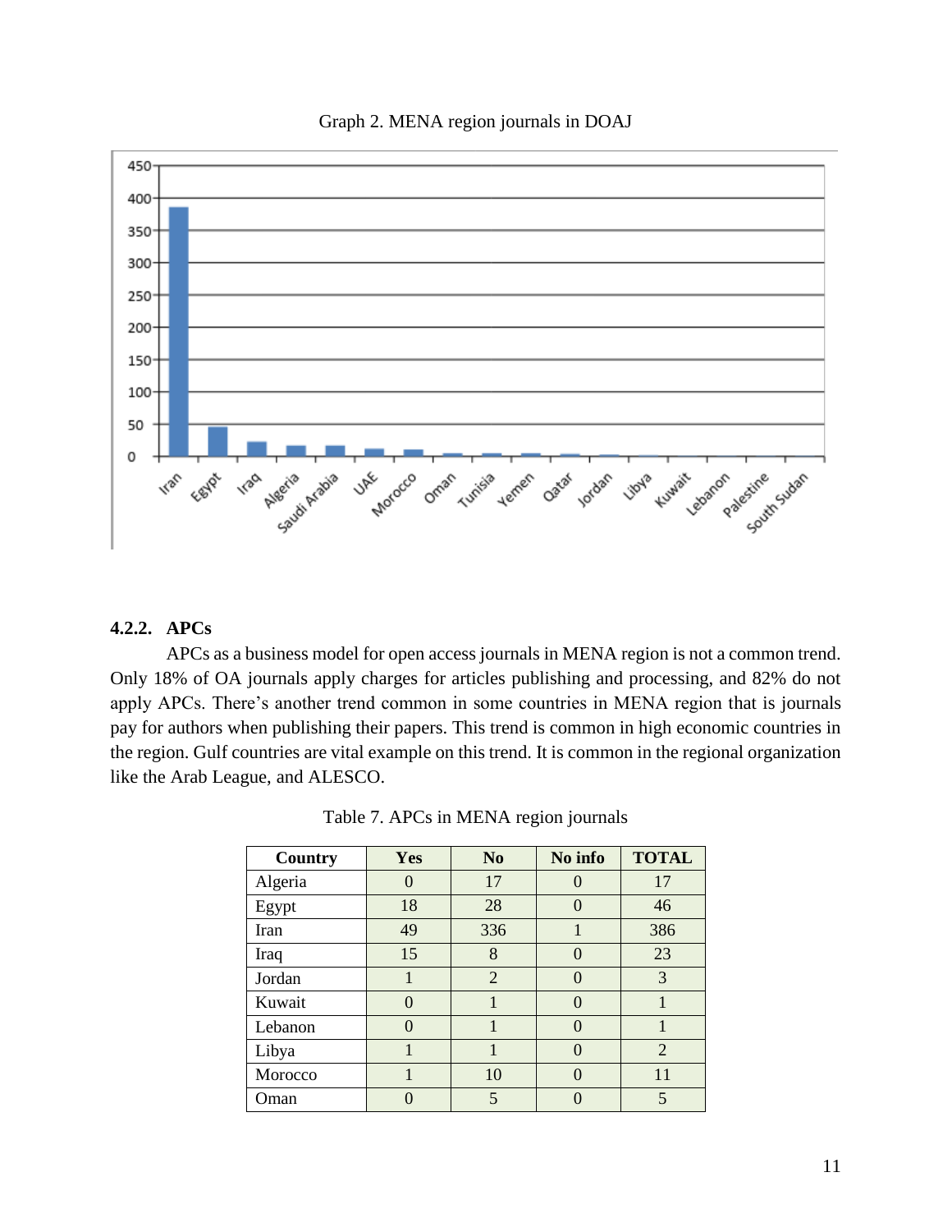Graph 2. MENA region journals in DOAJ

#### 4.2.2. APCs

APCs as a business model for open access journals in MENA region is not a common trend. Only 18% of OA journals apply charges for articles publishing and processing, and 82% do not apply APCs. There's another trend common in some countries in MENA region that is journals pay for authors when publishing their papers. This trend is common in high economic countries in the region. Gulf countries are vital example on this trend. It is common in the regional organization like the Arab League, and ALESCO.

Table 7. APCs in MENA region journals

| Country | Yes | No | No info | TOTAL |
|---|---|---|---|---|
| Algeria | 0 | 17 | 0 | 17 |
| Egypt | 18 | 28 | 0 | 46 |
| Iran | 49 | 336 | 1 | 386 |
| Iraq | 15 | 8 | 0 | 23 |
| Jordan | 1 | 2 | 0 | 3 |
| Kuwait | 0 | 1 | 0 | 1 |
| Lebanon | 0 | 1 | 0 | 1 |
| Libya | 1 | 1 | 0 | 2 |
| Morocco | 1 | 10 | 0 | 11 |
| Oman | 0 | 5 | 0 | 5 |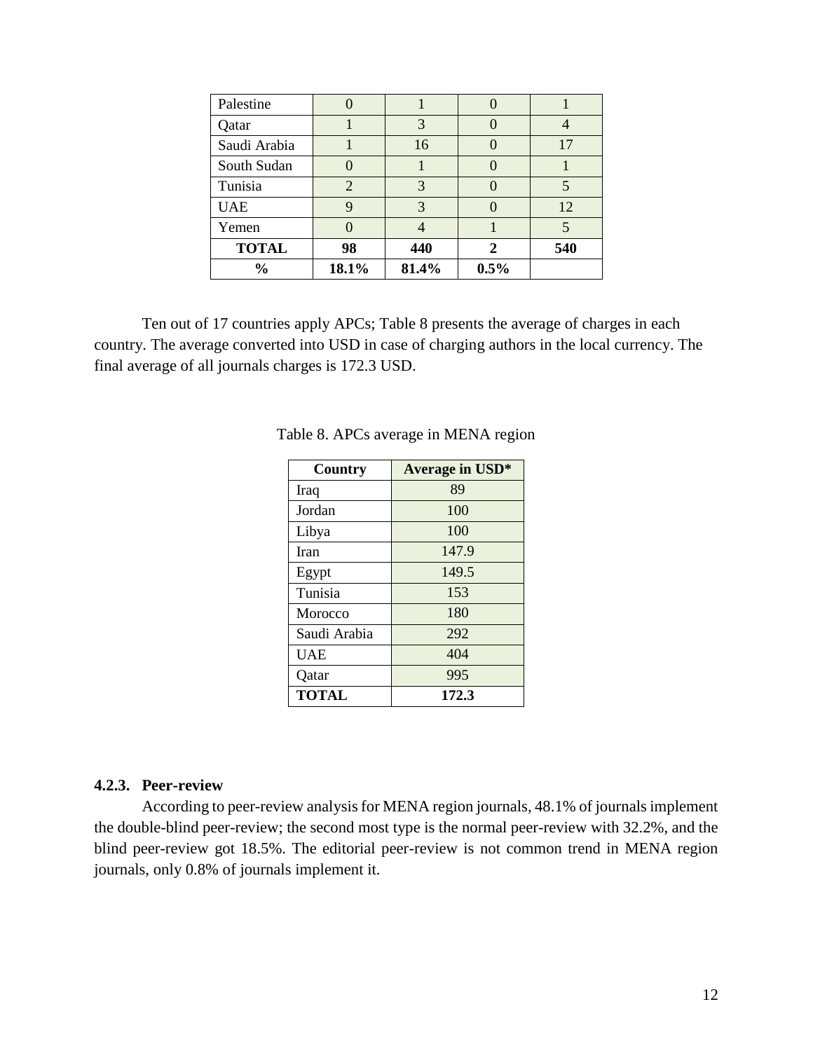| Palestine | 0 | 1 | 0 | 1 |
|---|---|---|---|---|
| Qatar | 1 | 3 | 0 | 4 |
| Saudi Arabia | 1 | 16 | 0 | 17 |
| South Sudan | 0 | 1 | 0 | 1 |
| Tunisia | 2 | 3 | 0 | 5 |
| UAE | 9 | 3 | 0 | 12 |
| Yemen | 0 | 4 | 1 | 5 |
| **TOTAL** | **98** | **440** | **2** | **540** |
| **%** | **18.1%** | **81.4%** | **0.5%** | |

Ten out of 17 countries apply APCs; Table 8 presents the average of charges in each country. The average converted into USD in case of charging authors in the local currency. The final average of all journals charges is 172.3 USD.

Table 8. APCs average in MENA region

| Country | Average in USD* |
|---|---|
| Iraq | 89 |
| Jordan | 100 |
| Libya | 100 |
| Iran | 147.9 |
| Egypt | 149.5 |
| Tunisia | 153 |
| Morocco | 180 |
| Saudi Arabia | 292 |
| UAE | 404 |
| Qatar | 995 |
| **TOTAL** | **172.3** |

#### 4.2.3. Peer-review

According to peer-review analysis for MENA region journals, 48.1% of journals implement the double-blind peer-review; the second most type is the normal peer-review with 32.2%, and the blind peer-review got 18.5%. The editorial peer-review is not common trend in MENA region journals, only 0.8% of journals implement it.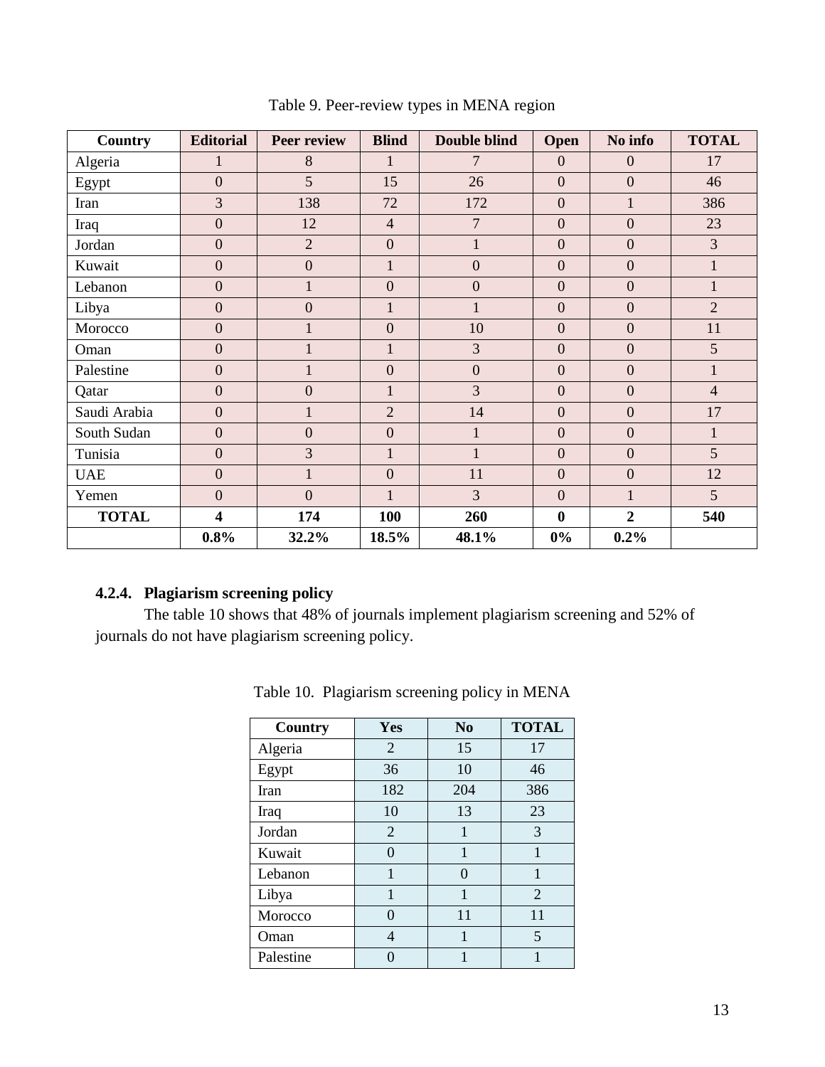Table 9. Peer-review types in MENA region

| Country | Editorial | Peer review | Blind | Double blind | Open | No info | TOTAL |
|---|---|---|---|---|---|---|---|
| Algeria | 1 | 8 | 1 | 7 | 0 | 0 | 17 |
| Egypt | 0 | 5 | 15 | 26 | 0 | 0 | 46 |
| Iran | 3 | 138 | 72 | 172 | 0 | 1 | 386 |
| Iraq | 0 | 12 | 4 | 7 | 0 | 0 | 23 |
| Jordan | 0 | 2 | 0 | 1 | 0 | 0 | 3 |
| Kuwait | 0 | 0 | 1 | 0 | 0 | 0 | 1 |
| Lebanon | 0 | 1 | 0 | 0 | 0 | 0 | 1 |
| Libya | 0 | 0 | 1 | 1 | 0 | 0 | 2 |
| Morocco | 0 | 1 | 0 | 10 | 0 | 0 | 11 |
| Oman | 0 | 1 | 1 | 3 | 0 | 0 | 5 |
| Palestine | 0 | 1 | 0 | 0 | 0 | 0 | 1 |
| Qatar | 0 | 0 | 1 | 3 | 0 | 0 | 4 |
| Saudi Arabia | 0 | 1 | 2 | 14 | 0 | 0 | 17 |
| South Sudan | 0 | 0 | 0 | 1 | 0 | 0 | 1 |
| Tunisia | 0 | 3 | 1 | 1 | 0 | 0 | 5 |
| UAE | 0 | 1 | 0 | 11 | 0 | 0 | 12 |
| Yemen | 0 | 0 | 1 | 3 | 0 | 1 | 5 |
| **TOTAL** | **4** | **174** | **100** | **260** | **0** | **2** | **540** |
| | **0.8%** | **32.2%** | **18.5%** | **48.1%** | **0%** | **0.2%** | |

### 4.2.4. Plagiarism screening policy

The table 10 shows that 48% of journals implement plagiarism screening and 52% of journals do not have plagiarism screening policy.

Table 10. Plagiarism screening policy in MENA

| Country | Yes | No | TOTAL |
|---|---|---|---|
| Algeria | 2 | 15 | 17 |
| Egypt | 36 | 10 | 46 |
| Iran | 182 | 204 | 386 |
| Iraq | 10 | 13 | 23 |
| Jordan | 2 | 1 | 3 |
| Kuwait | 0 | 1 | 1 |
| Lebanon | 1 | 0 | 1 |
| Libya | 1 | 1 | 2 |
| Morocco | 0 | 11 | 11 |
| Oman | 4 | 1 | 5 |
| Palestine | 0 | 1 | 1 |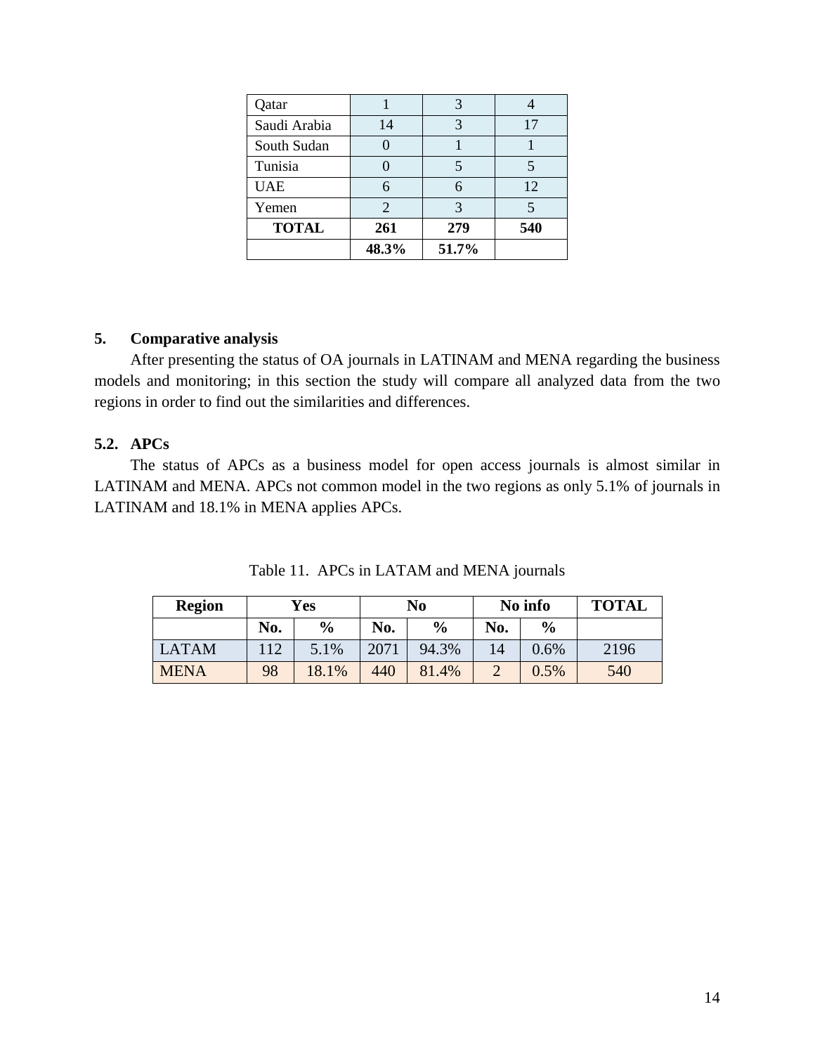| | | | |
|---|---|---|---|
| Qatar | 1 | 3 | 4 |
| Saudi Arabia | 14 | 3 | 17 |
| South Sudan | 0 | 1 | 1 |
| Tunisia | 0 | 5 | 5 |
| UAE | 6 | 6 | 12 |
| Yemen | 2 | 3 | 5 |
| **TOTAL** | **261** | **279** | **540** |
| | **48.3%** | **51.7%** | |

## 5. Comparative analysis

After presenting the status of OA journals in LATINAM and MENA regarding the business models and monitoring; in this section the study will compare all analyzed data from the two regions in order to find out the similarities and differences.

### 5.2. APCs

The status of APCs as a business model for open access journals is almost similar in LATINAM and MENA. APCs not common model in the two regions as only 5.1% of journals in LATINAM and 18.1% in MENA applies APCs.

Table 11. APCs in LATAM and MENA journals

| Region | Yes | | No | | No info | | TOTAL |
|---|---|---|---|---|---|---|---|
| | No. | % | No. | % | No. | % | |
| LATAM | 112 | 5.1% | 2071 | 94.3% | 14 | 0.6% | 2196 |
| MENA | 98 | 18.1% | 440 | 81.4% | 2 | 0.5% | 540 |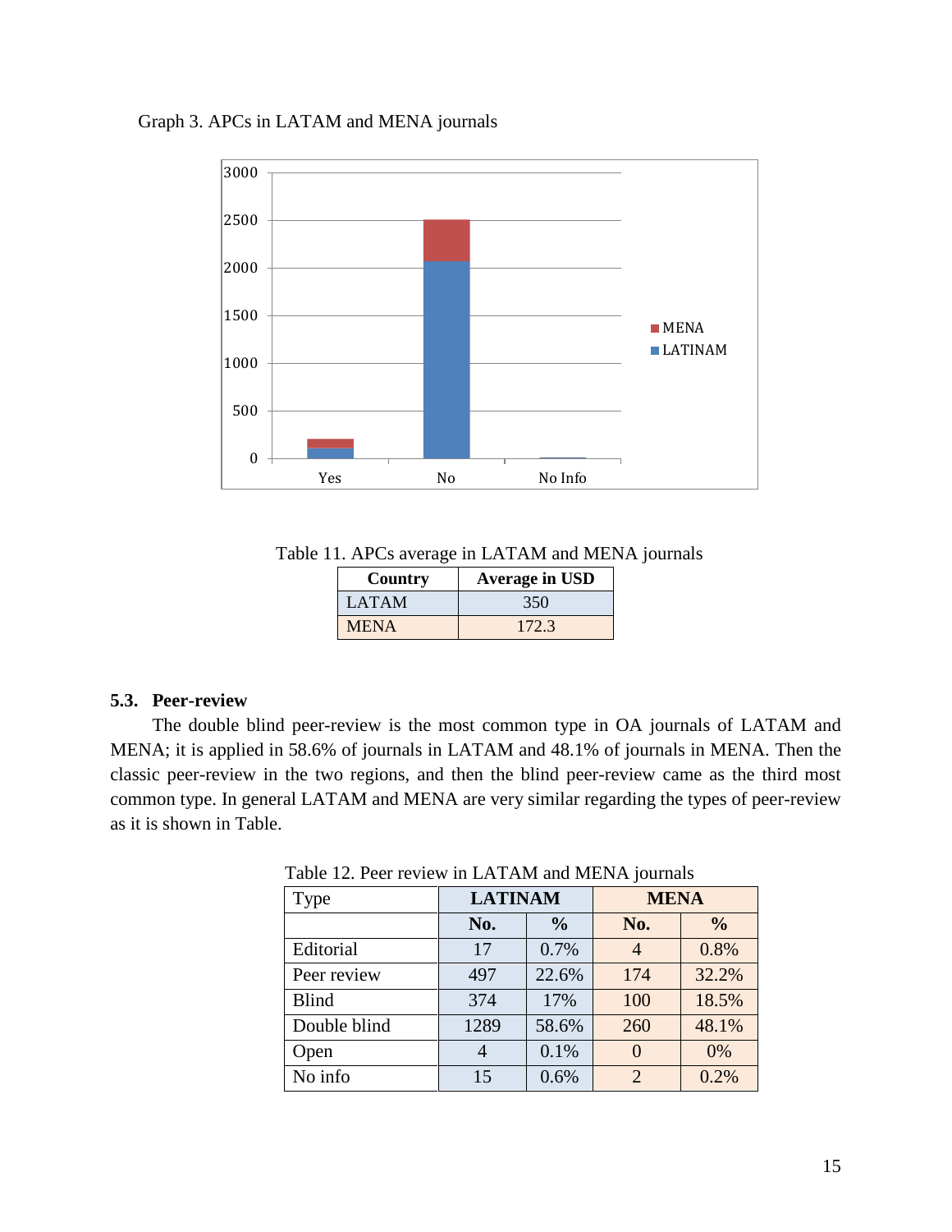Graph 3. APCs in LATAM and MENA journals

Table 11. APCs average in LATAM and MENA journals

| Country | Average in USD |
|---|---|
| LATAM | 350 |
| MENA | 172.3 |

### 5.3. Peer-review

The double blind peer-review is the most common type in OA journals of LATAM and MENA; it is applied in 58.6% of journals in LATAM and 48.1% of journals in MENA. Then the classic peer-review in the two regions, and then the blind peer-review came as the third most common type. In general LATAM and MENA are very similar regarding the types of peer-review as it is shown in Table.

Table 12. Peer review in LATAM and MENA journals

| Type | LATINAM | | MENA | |
|---|---|---|---|---|
| | No. | % | No. | % |
| Editorial | 17 | 0.7% | 4 | 0.8% |
| Peer review | 497 | 22.6% | 174 | 32.2% |
| Blind | 374 | 17% | 100 | 18.5% |
| Double blind | 1289 | 58.6% | 260 | 48.1% |
| Open | 4 | 0.1% | 0 | 0% |
| No info | 15 | 0.6% | 2 | 0.2% |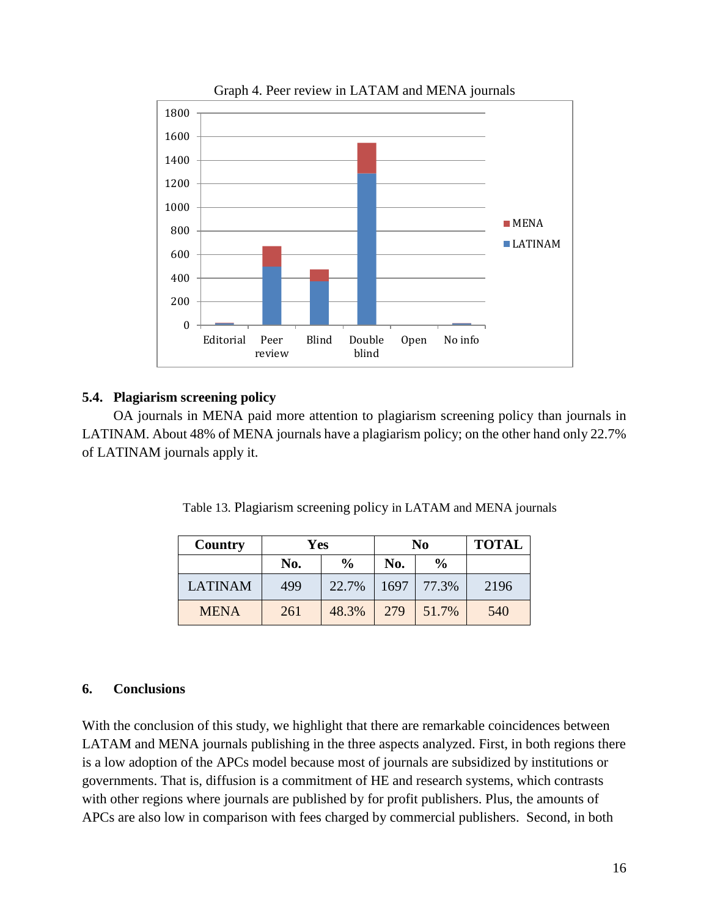Graph 4. Peer review in LATAM and MENA journals

### 5.4. Plagiarism screening policy

OA journals in MENA paid more attention to plagiarism screening policy than journals in LATINAM. About 48% of MENA journals have a plagiarism policy; on the other hand only 22.7% of LATINAM journals apply it.

Table 13. Plagiarism screening policy in LATAM and MENA journals

| Country | Yes | | No | | TOTAL |
|---|---|---|---|---|---|
| | No. | % | No. | % | |
| LATINAM | 499 | 22.7% | 1697 | 77.3% | 2196 |
| MENA | 261 | 48.3% | 279 | 51.7% | 540 |

## 6. Conclusions

With the conclusion of this study, we highlight that there are remarkable coincidences between LATAM and MENA journals publishing in the three aspects analyzed. First, in both regions there is a low adoption of the APCs model because most of journals are subsidized by institutions or governments. That is, diffusion is a commitment of HE and research systems, which contrasts with other regions where journals are published by for profit publishers. Plus, the amounts of APCs are also low in comparison with fees charged by commercial publishers. Second, in both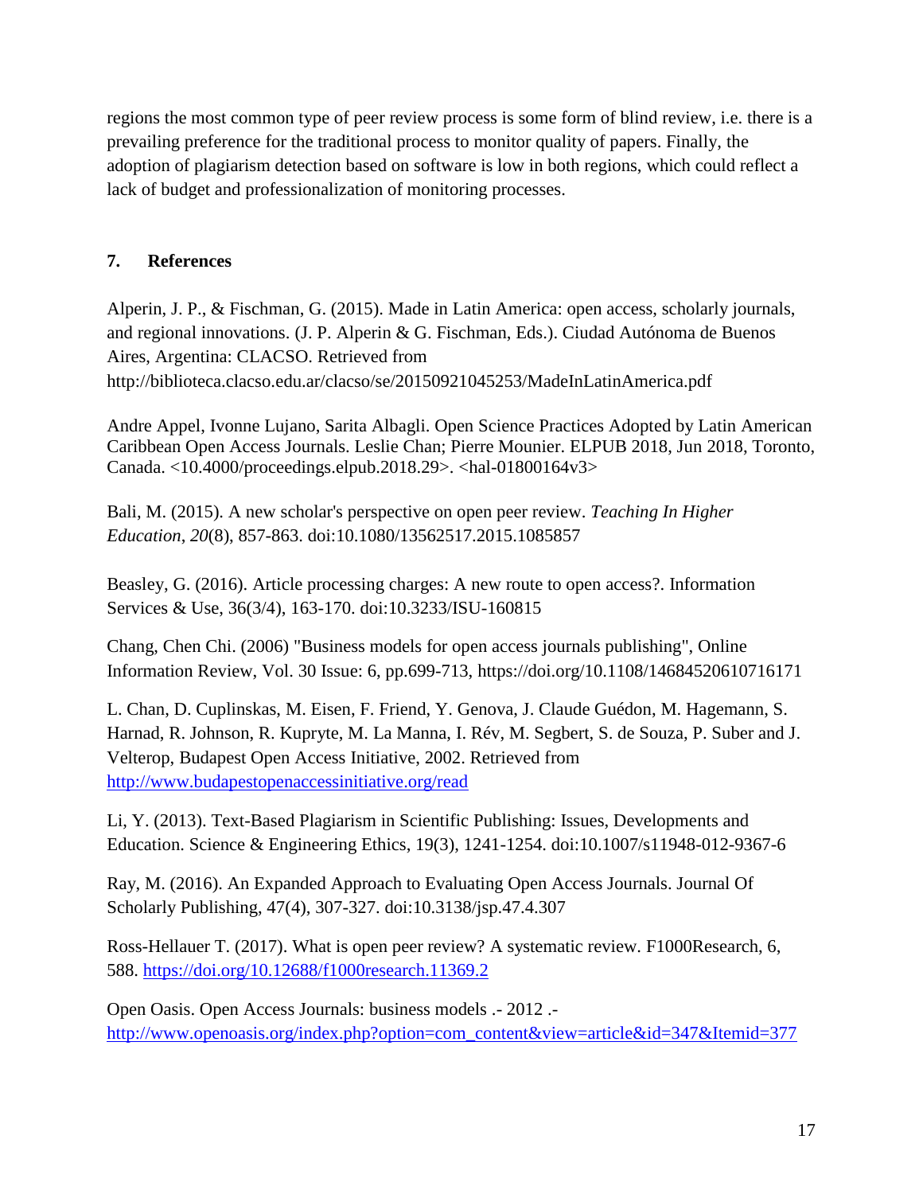regions the most common type of peer review process is some form of blind review, i.e. there is a prevailing preference for the traditional process to monitor quality of papers. Finally, the adoption of plagiarism detection based on software is low in both regions, which could reflect a lack of budget and professionalization of monitoring processes.

## 7. References

Alperin, J. P., & Fischman, G. (2015). Made in Latin America: open access, scholarly journals, and regional innovations. (J. P. Alperin & G. Fischman, Eds.). Ciudad Autónoma de Buenos Aires, Argentina: CLACSO. Retrieved from http://biblioteca.clacso.edu.ar/clacso/se/20150921045253/MadeInLatinAmerica.pdf

Andre Appel, Ivonne Lujano, Sarita Albagli. Open Science Practices Adopted by Latin American Caribbean Open Access Journals. Leslie Chan; Pierre Mounier. ELPUB 2018, Jun 2018, Toronto, Canada. <10.4000/proceedings.elpub.2018.29>. <hal-01800164v3>

Bali, M. (2015). A new scholar's perspective on open peer review. *Teaching In Higher Education*, *20*(8), 857-863. doi:10.1080/13562517.2015.1085857

Beasley, G. (2016). Article processing charges: A new route to open access?. Information Services & Use, 36(3/4), 163-170. doi:10.3233/ISU-160815

Chang, Chen Chi. (2006) "Business models for open access journals publishing", Online Information Review, Vol. 30 Issue: 6, pp.699-713, https://doi.org/10.1108/14684520610716171

L. Chan, D. Cuplinskas, M. Eisen, F. Friend, Y. Genova, J. Claude Guédon, M. Hagemann, S. Harnad, R. Johnson, R. Kupryte, M. La Manna, I. Rév, M. Segbert, S. de Souza, P. Suber and J. Velterop, Budapest Open Access Initiative, 2002. Retrieved from http://www.budapestopenaccessinitiative.org/read

Li, Y. (2013). Text-Based Plagiarism in Scientific Publishing: Issues, Developments and Education. Science & Engineering Ethics, 19(3), 1241-1254. doi:10.1007/s11948-012-9367-6

Ray, M. (2016). An Expanded Approach to Evaluating Open Access Journals. Journal Of Scholarly Publishing, 47(4), 307-327. doi:10.3138/jsp.47.4.307

Ross-Hellauer T. (2017). What is open peer review? A systematic review. F1000Research, 6, 588. https://doi.org/10.12688/f1000research.11369.2

Open Oasis. Open Access Journals: business models .- 2012 .- http://www.openoasis.org/index.php?option=com_content&view=article&id=347&Itemid=377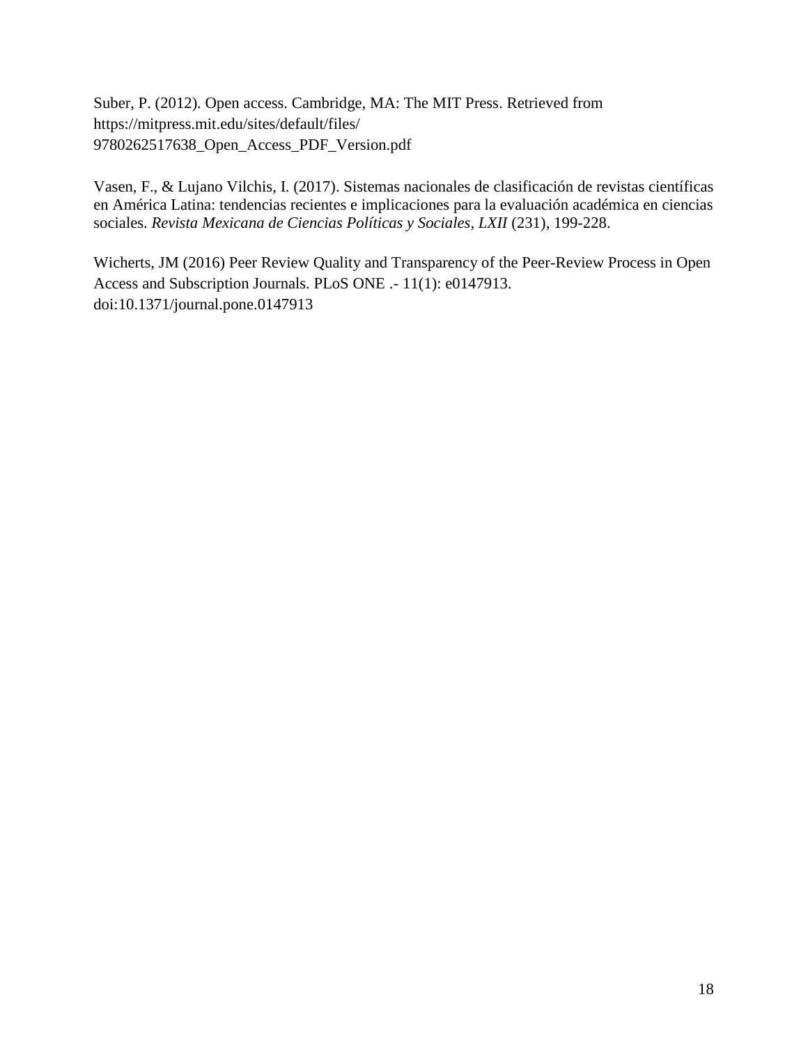Suber, P. (2012). Open access. Cambridge, MA: The MIT Press. Retrieved from https://mitpress.mit.edu/sites/default/files/9780262517638_Open_Access_PDF_Version.pdf

Vasen, F., & Lujano Vilchis, I. (2017). Sistemas nacionales de clasificación de revistas científicas en América Latina: tendencias recientes e implicaciones para la evaluación académica en ciencias sociales. *Revista Mexicana de Ciencias Políticas y Sociales, LXII* (231), 199-228.

Wicherts, JM (2016) Peer Review Quality and Transparency of the Peer-Review Process in Open Access and Subscription Journals. PLoS ONE .- 11(1): e0147913. doi:10.1371/journal.pone.0147913